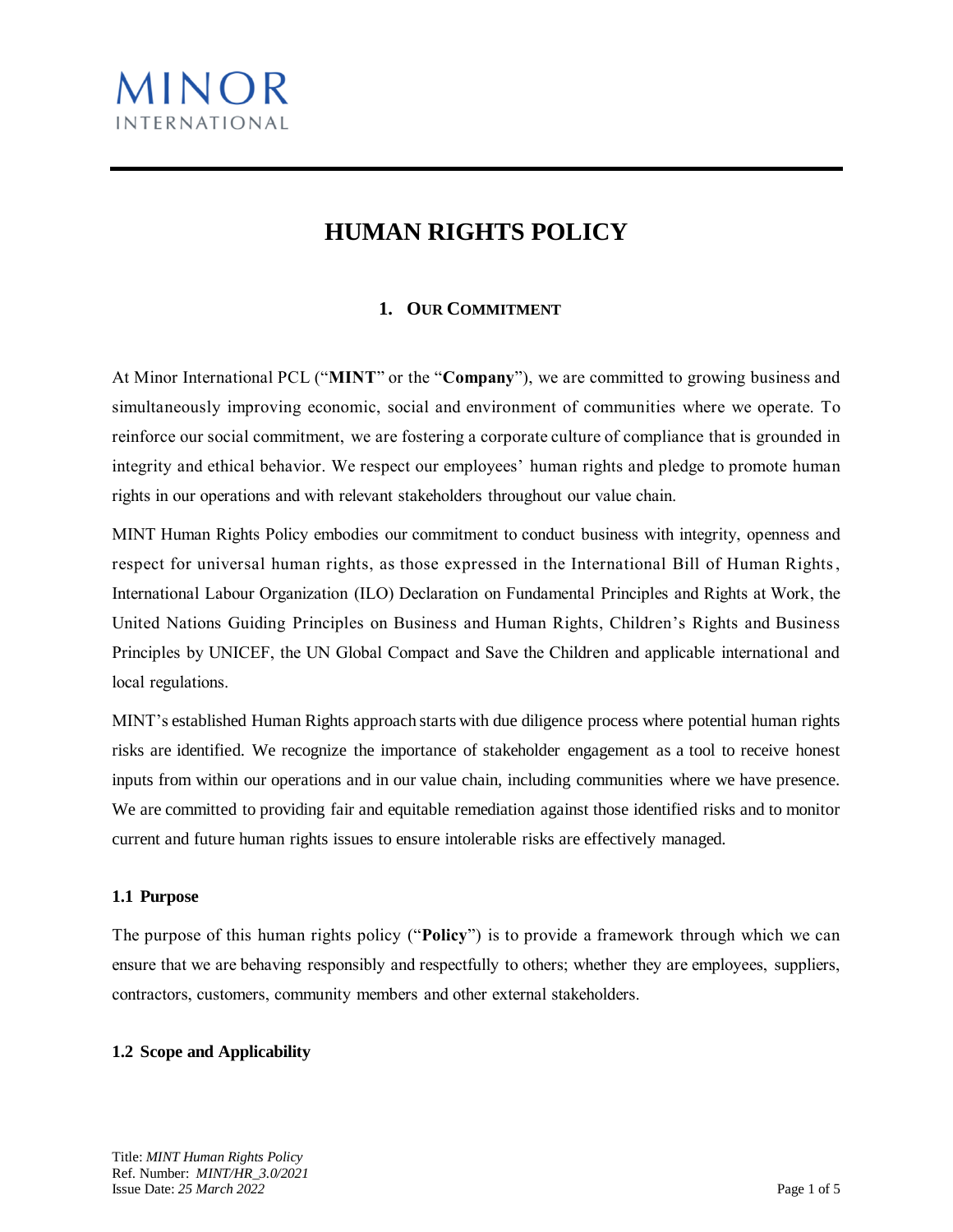MINOR
INTERNATIONAL

# HUMAN RIGHTS POLICY

## 1. Our Commitment

At Minor International PCL ("**MINT**" or the "**Company**"), we are committed to growing business and simultaneously improving economic, social and environment of communities where we operate. To reinforce our social commitment, we are fostering a corporate culture of compliance that is grounded in integrity and ethical behavior. We respect our employees' human rights and pledge to promote human rights in our operations and with relevant stakeholders throughout our value chain.

MINT Human Rights Policy embodies our commitment to conduct business with integrity, openness and respect for universal human rights, as those expressed in the International Bill of Human Rights, International Labour Organization (ILO) Declaration on Fundamental Principles and Rights at Work, the United Nations Guiding Principles on Business and Human Rights, Children's Rights and Business Principles by UNICEF, the UN Global Compact and Save the Children and applicable international and local regulations.

MINT's established Human Rights approach starts with due diligence process where potential human rights risks are identified. We recognize the importance of stakeholder engagement as a tool to receive honest inputs from within our operations and in our value chain, including communities where we have presence. We are committed to providing fair and equitable remediation against those identified risks and to monitor current and future human rights issues to ensure intolerable risks are effectively managed.

### 1.1 Purpose

The purpose of this human rights policy ("**Policy**") is to provide a framework through which we can ensure that we are behaving responsibly and respectfully to others; whether they are employees, suppliers, contractors, customers, community members and other external stakeholders.

### 1.2 Scope and Applicability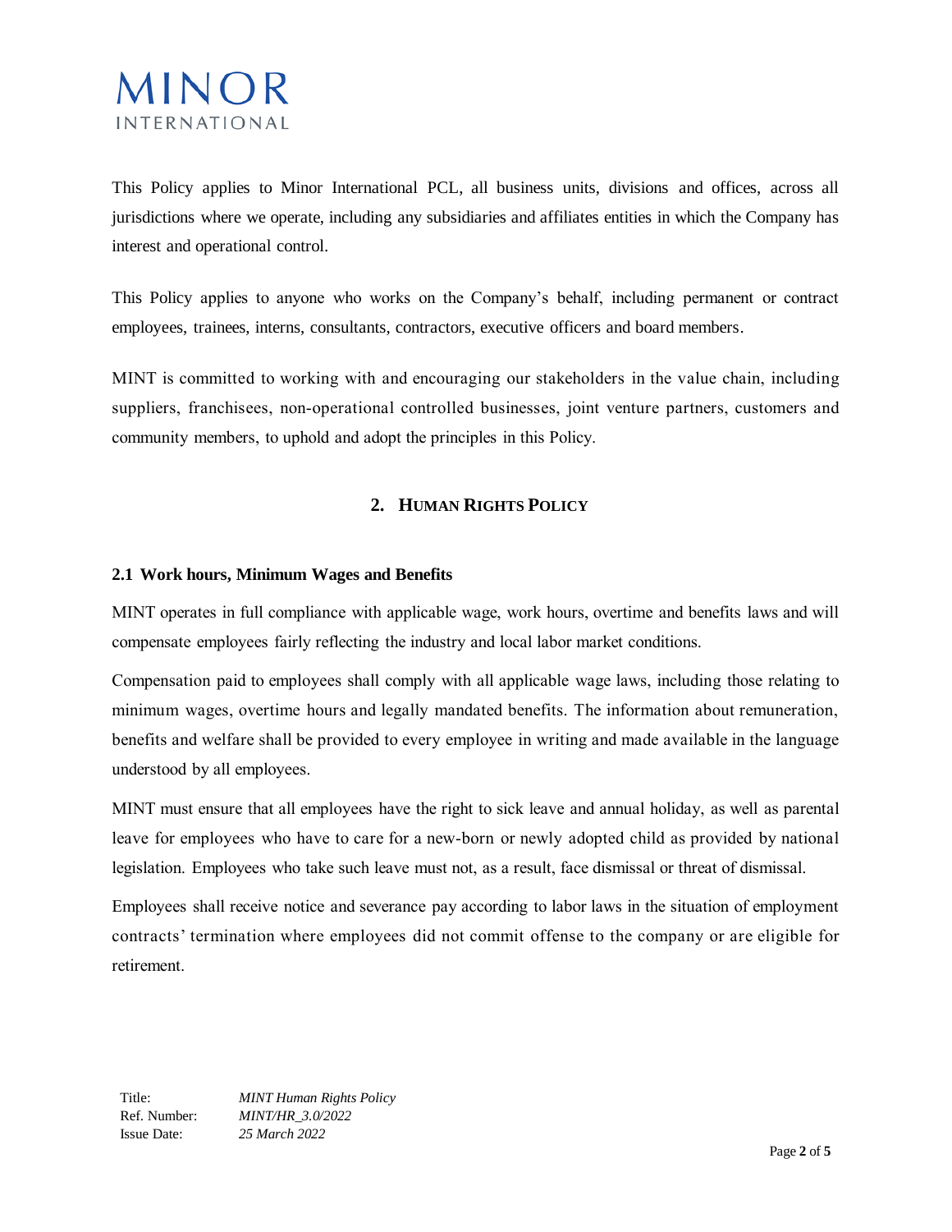This Policy applies to Minor International PCL, all business units, divisions and offices, across all jurisdictions where we operate, including any subsidiaries and affiliates entities in which the Company has interest and operational control.

This Policy applies to anyone who works on the Company's behalf, including permanent or contract employees, trainees, interns, consultants, contractors, executive officers and board members.

MINT is committed to working with and encouraging our stakeholders in the value chain, including suppliers, franchisees, non-operational controlled businesses, joint venture partners, customers and community members, to uphold and adopt the principles in this Policy.

## 2. HUMAN RIGHTS POLICY

### 2.1 Work hours, Minimum Wages and Benefits

MINT operates in full compliance with applicable wage, work hours, overtime and benefits laws and will compensate employees fairly reflecting the industry and local labor market conditions.

Compensation paid to employees shall comply with all applicable wage laws, including those relating to minimum wages, overtime hours and legally mandated benefits. The information about remuneration, benefits and welfare shall be provided to every employee in writing and made available in the language understood by all employees.

MINT must ensure that all employees have the right to sick leave and annual holiday, as well as parental leave for employees who have to care for a new-born or newly adopted child as provided by national legislation. Employees who take such leave must not, as a result, face dismissal or threat of dismissal.

Employees shall receive notice and severance pay according to labor laws in the situation of employment contracts' termination where employees did not commit offense to the company or are eligible for retirement.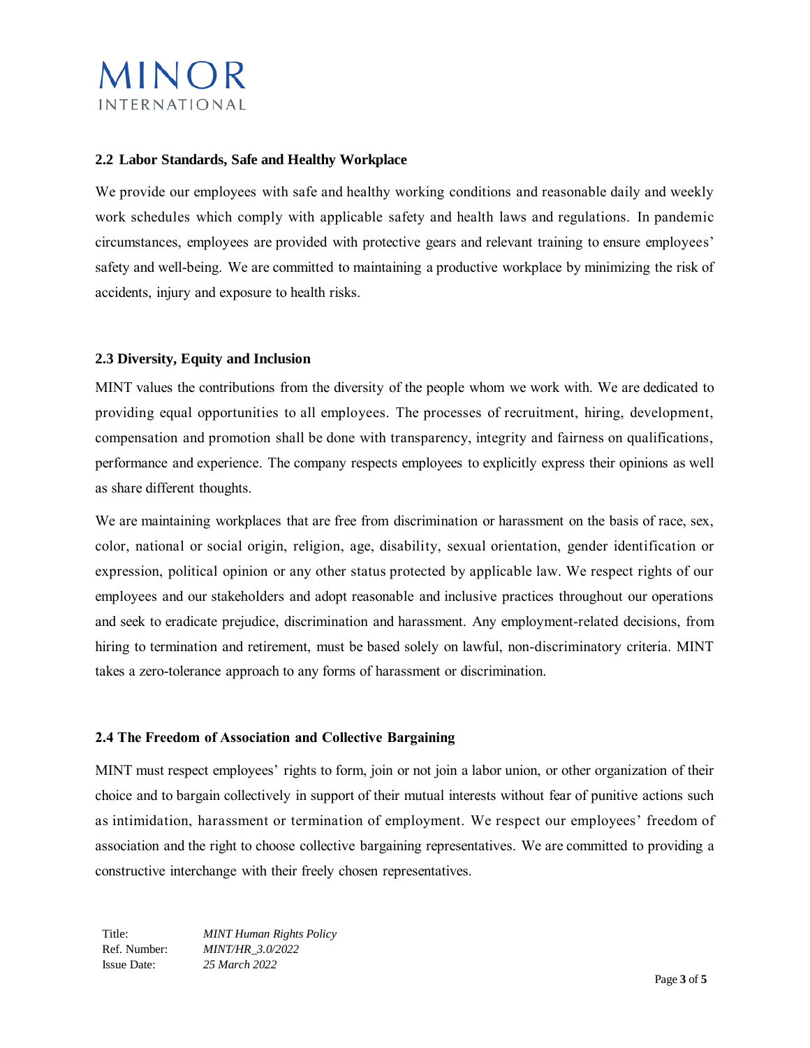### 2.2 Labor Standards, Safe and Healthy Workplace

We provide our employees with safe and healthy working conditions and reasonable daily and weekly work schedules which comply with applicable safety and health laws and regulations. In pandemic circumstances, employees are provided with protective gears and relevant training to ensure employees' safety and well-being. We are committed to maintaining a productive workplace by minimizing the risk of accidents, injury and exposure to health risks.

### 2.3 Diversity, Equity and Inclusion

MINT values the contributions from the diversity of the people whom we work with. We are dedicated to providing equal opportunities to all employees. The processes of recruitment, hiring, development, compensation and promotion shall be done with transparency, integrity and fairness on qualifications, performance and experience. The company respects employees to explicitly express their opinions as well as share different thoughts.

We are maintaining workplaces that are free from discrimination or harassment on the basis of race, sex, color, national or social origin, religion, age, disability, sexual orientation, gender identification or expression, political opinion or any other status protected by applicable law. We respect rights of our employees and our stakeholders and adopt reasonable and inclusive practices throughout our operations and seek to eradicate prejudice, discrimination and harassment. Any employment-related decisions, from hiring to termination and retirement, must be based solely on lawful, non-discriminatory criteria. MINT takes a zero-tolerance approach to any forms of harassment or discrimination.

### 2.4 The Freedom of Association and Collective Bargaining

MINT must respect employees' rights to form, join or not join a labor union, or other organization of their choice and to bargain collectively in support of their mutual interests without fear of punitive actions such as intimidation, harassment or termination of employment. We respect our employees' freedom of association and the right to choose collective bargaining representatives. We are committed to providing a constructive interchange with their freely chosen representatives.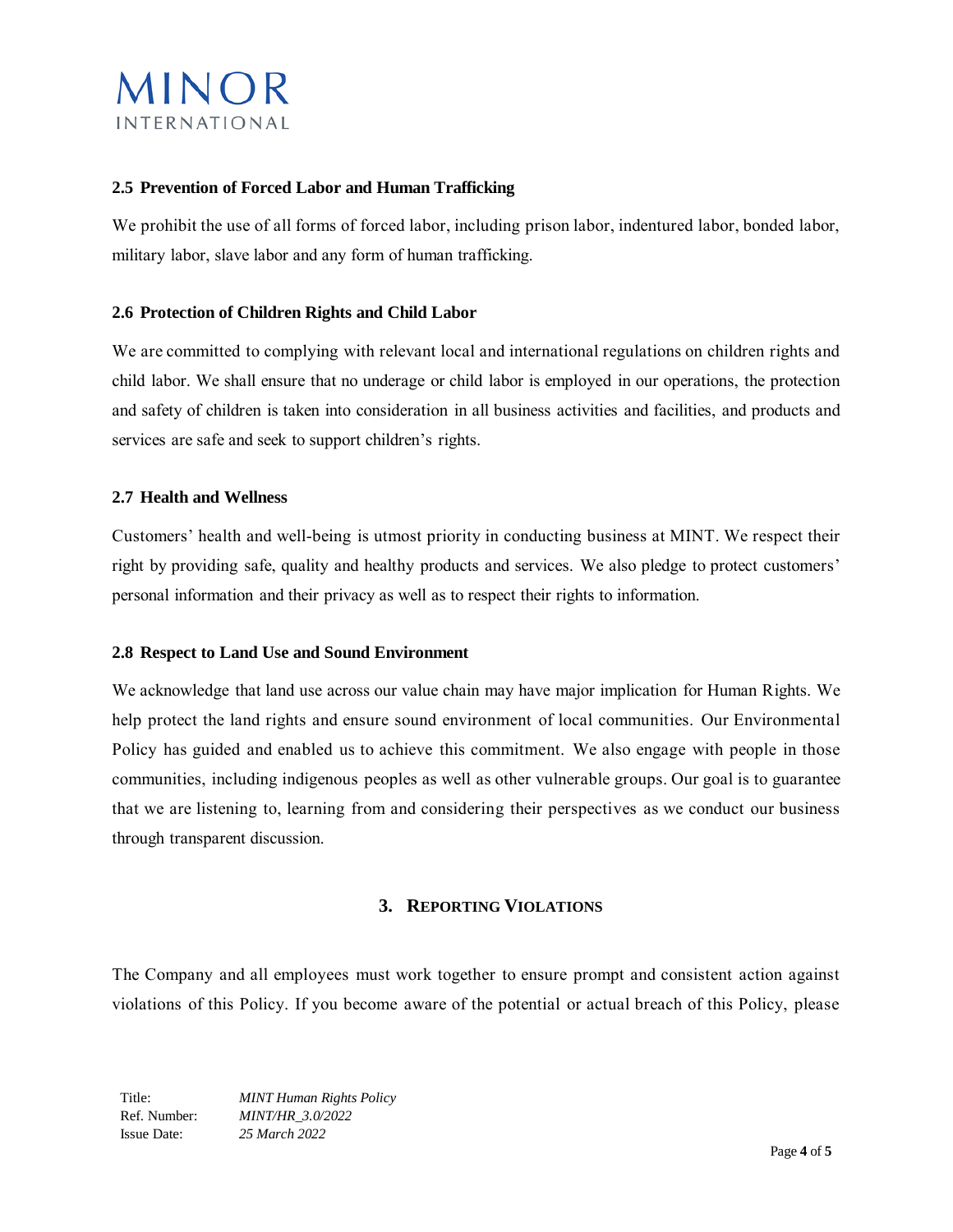### 2.5 Prevention of Forced Labor and Human Trafficking

We prohibit the use of all forms of forced labor, including prison labor, indentured labor, bonded labor, military labor, slave labor and any form of human trafficking.

### 2.6 Protection of Children Rights and Child Labor

We are committed to complying with relevant local and international regulations on children rights and child labor. We shall ensure that no underage or child labor is employed in our operations, the protection and safety of children is taken into consideration in all business activities and facilities, and products and services are safe and seek to support children's rights.

### 2.7 Health and Wellness

Customers' health and well-being is utmost priority in conducting business at MINT. We respect their right by providing safe, quality and healthy products and services. We also pledge to protect customers' personal information and their privacy as well as to respect their rights to information.

### 2.8 Respect to Land Use and Sound Environment

We acknowledge that land use across our value chain may have major implication for Human Rights. We help protect the land rights and ensure sound environment of local communities. Our Environmental Policy has guided and enabled us to achieve this commitment. We also engage with people in those communities, including indigenous peoples as well as other vulnerable groups. Our goal is to guarantee that we are listening to, learning from and considering their perspectives as we conduct our business through transparent discussion.

## 3. Reporting Violations

The Company and all employees must work together to ensure prompt and consistent action against violations of this Policy. If you become aware of the potential or actual breach of this Policy, please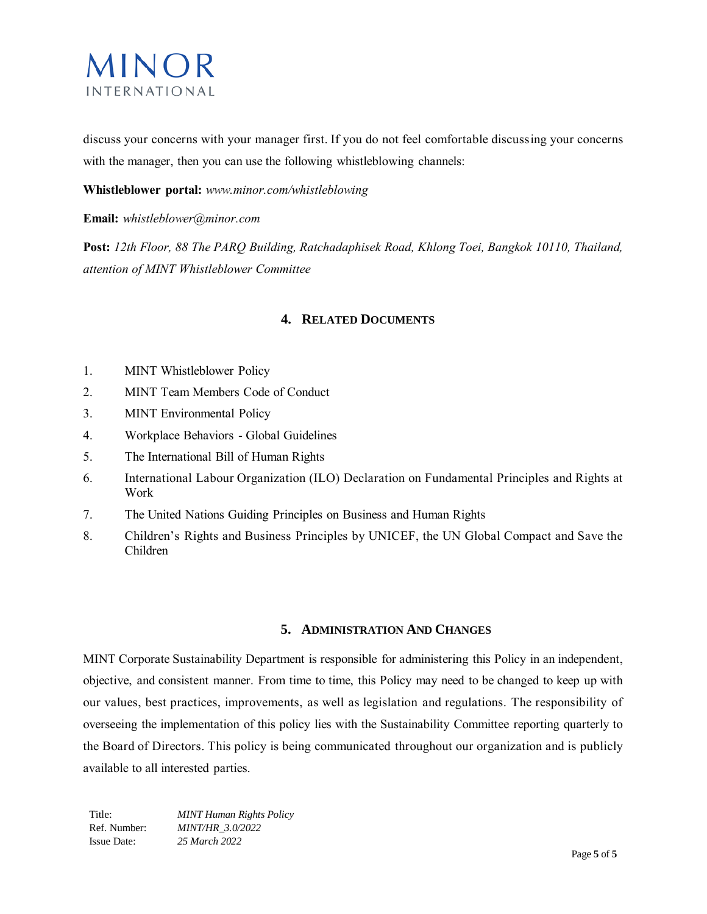discuss your concerns with your manager first. If you do not feel comfortable discussing your concerns with the manager, then you can use the following whistleblowing channels:

**Whistleblower portal:** *www.minor.com/whistleblowing*

**Email:** *whistleblower@minor.com*

**Post:** *12th Floor, 88 The PARQ Building, Ratchadaphisek Road, Khlong Toei, Bangkok 10110, Thailand, attention of MINT Whistleblower Committee*

## 4. Related Documents

1. MINT Whistleblower Policy
2. MINT Team Members Code of Conduct
3. MINT Environmental Policy
4. Workplace Behaviors - Global Guidelines
5. The International Bill of Human Rights
6. International Labour Organization (ILO) Declaration on Fundamental Principles and Rights at Work
7. The United Nations Guiding Principles on Business and Human Rights
8. Children's Rights and Business Principles by UNICEF, the UN Global Compact and Save the Children

## 5. Administration And Changes

MINT Corporate Sustainability Department is responsible for administering this Policy in an independent, objective, and consistent manner. From time to time, this Policy may need to be changed to keep up with our values, best practices, improvements, as well as legislation and regulations. The responsibility of overseeing the implementation of this policy lies with the Sustainability Committee reporting quarterly to the Board of Directors. This policy is being communicated throughout our organization and is publicly available to all interested parties.

| | |
|---|---|
| Title: | *MINT Human Rights Policy* |
| Ref. Number: | *MINT/HR_3.0/2022* |
| Issue Date: | *25 March 2022* |